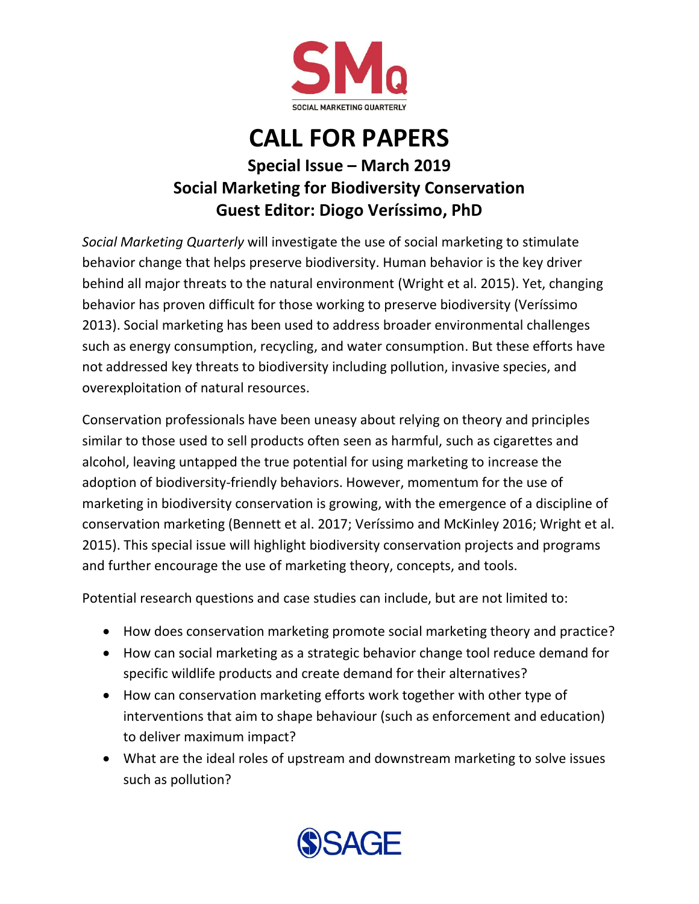SMQ

SOCIAL MARKETING QUARTERLY

# CALL FOR PAPERS

## Special Issue – March 2019
## Social Marketing for Biodiversity Conservation
## Guest Editor: Diogo Veríssimo, PhD

*Social Marketing Quarterly* will investigate the use of social marketing to stimulate behavior change that helps preserve biodiversity. Human behavior is the key driver behind all major threats to the natural environment (Wright et al. 2015). Yet, changing behavior has proven difficult for those working to preserve biodiversity (Veríssimo 2013). Social marketing has been used to address broader environmental challenges such as energy consumption, recycling, and water consumption. But these efforts have not addressed key threats to biodiversity including pollution, invasive species, and overexploitation of natural resources.

Conservation professionals have been uneasy about relying on theory and principles similar to those used to sell products often seen as harmful, such as cigarettes and alcohol, leaving untapped the true potential for using marketing to increase the adoption of biodiversity-friendly behaviors. However, momentum for the use of marketing in biodiversity conservation is growing, with the emergence of a discipline of conservation marketing (Bennett et al. 2017; Veríssimo and McKinley 2016; Wright et al. 2015). This special issue will highlight biodiversity conservation projects and programs and further encourage the use of marketing theory, concepts, and tools.

Potential research questions and case studies can include, but are not limited to:

- How does conservation marketing promote social marketing theory and practice?
- How can social marketing as a strategic behavior change tool reduce demand for specific wildlife products and create demand for their alternatives?
- How can conservation marketing efforts work together with other type of interventions that aim to shape behaviour (such as enforcement and education) to deliver maximum impact?
- What are the ideal roles of upstream and downstream marketing to solve issues such as pollution?

SAGE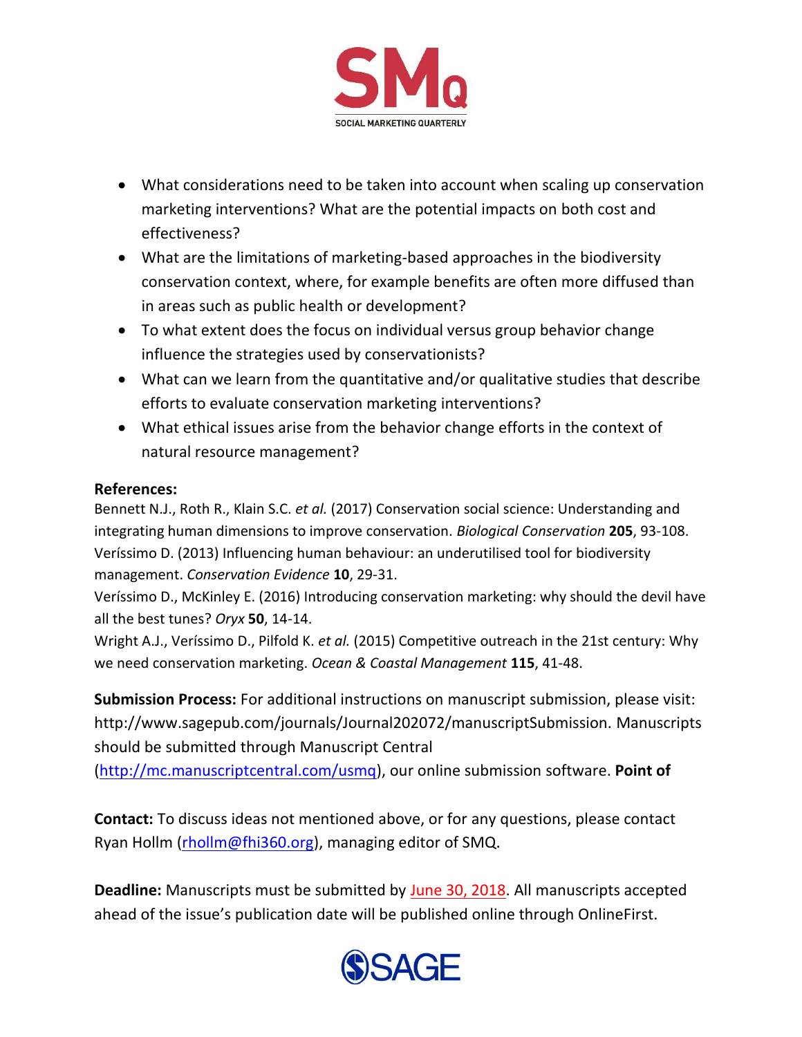- What considerations need to be taken into account when scaling up conservation marketing interventions? What are the potential impacts on both cost and effectiveness?
- What are the limitations of marketing-based approaches in the biodiversity conservation context, where, for example benefits are often more diffused than in areas such as public health or development?
- To what extent does the focus on individual versus group behavior change influence the strategies used by conservationists?
- What can we learn from the quantitative and/or qualitative studies that describe efforts to evaluate conservation marketing interventions?
- What ethical issues arise from the behavior change efforts in the context of natural resource management?

**References:**

Bennett N.J., Roth R., Klain S.C. *et al.* (2017) Conservation social science: Understanding and integrating human dimensions to improve conservation. *Biological Conservation* **205**, 93-108.

Veríssimo D. (2013) Influencing human behaviour: an underutilised tool for biodiversity management. *Conservation Evidence* **10**, 29-31.

Veríssimo D., McKinley E. (2016) Introducing conservation marketing: why should the devil have all the best tunes? *Oryx* **50**, 14-14.

Wright A.J., Veríssimo D., Pilfold K. *et al.* (2015) Competitive outreach in the 21st century: Why we need conservation marketing. *Ocean & Coastal Management* **115**, 41-48.

**Submission Process:** For additional instructions on manuscript submission, please visit: http://www.sagepub.com/journals/Journal202072/manuscriptSubmission. Manuscripts should be submitted through Manuscript Central (http://mc.manuscriptcentral.com/usmq), our online submission software. **Point of**

**Contact:** To discuss ideas not mentioned above, or for any questions, please contact Ryan Hollm (rhollm@fhi360.org), managing editor of SMQ.

**Deadline:** Manuscripts must be submitted by June 30, 2018. All manuscripts accepted ahead of the issue's publication date will be published online through OnlineFirst.